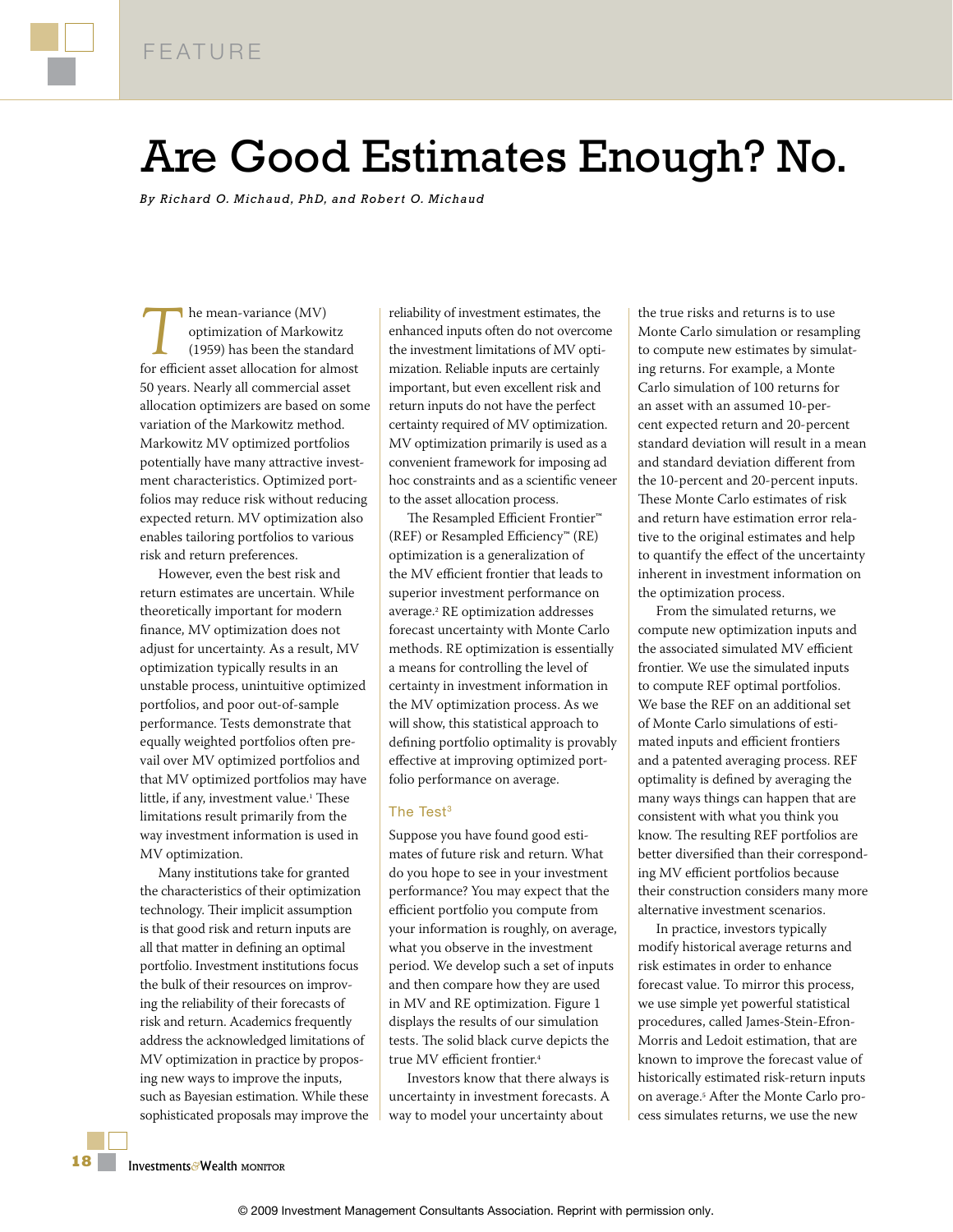FEATURE

# Are Good Estimates Enough? No.

*By Richard O. Michaud, PhD, and Robert O. Michaud*

The mean-variance (MV) optimization of Markowitz (1959) has been the standard for efficient asset allocation for almost 50 years. Nearly all commercial asset allocation optimizers are based on some variation of the Markowitz method. Markowitz MV optimized portfolios potentially have many attractive investment characteristics. Optimized portfolios may reduce risk without reducing expected return. MV optimization also enables tailoring portfolios to various risk and return preferences.

However, even the best risk and return estimates are uncertain. While theoretically important for modern finance, MV optimization does not adjust for uncertainty. As a result, MV optimization typically results in an unstable process, unintuitive optimized portfolios, and poor out-of-sample performance. Tests demonstrate that equally weighted portfolios often prevail over MV optimized portfolios and that MV optimized portfolios may have little, if any, investment value.[1] These limitations result primarily from the way investment information is used in MV optimization.

Many institutions take for granted the characteristics of their optimization technology. Their implicit assumption is that good risk and return inputs are all that matter in defining an optimal portfolio. Investment institutions focus the bulk of their resources on improving the reliability of their forecasts of risk and return. Academics frequently address the acknowledged limitations of MV optimization in practice by proposing new ways to improve the inputs, such as Bayesian estimation. While these sophisticated proposals may improve the reliability of investment estimates, the enhanced inputs often do not overcome the investment limitations of MV optimization. Reliable inputs are certainly important, but even excellent risk and return inputs do not have the perfect certainty required of MV optimization. MV optimization primarily is used as a convenient framework for imposing ad hoc constraints and as a scientific veneer to the asset allocation process.

The Resampled Efficient Frontier™ (REF) or Resampled Efficiency™ (RE) optimization is a generalization of the MV efficient frontier that leads to superior investment performance on average.[2] RE optimization addresses forecast uncertainty with Monte Carlo methods. RE optimization is essentially a means for controlling the level of certainty in investment information in the MV optimization process. As we will show, this statistical approach to defining portfolio optimality is provably effective at improving optimized portfolio performance on average.

## The Test[3]

Suppose you have found good estimates of future risk and return. What do you hope to see in your investment performance? You may expect that the efficient portfolio you compute from your information is roughly, on average, what you observe in the investment period. We develop such a set of inputs and then compare how they are used in MV and RE optimization. Figure 1 displays the results of our simulation tests. The solid black curve depicts the true MV efficient frontier.[4]

Investors know that there always is uncertainty in investment forecasts. A way to model your uncertainty about the true risks and returns is to use Monte Carlo simulation or resampling to compute new estimates by simulating returns. For example, a Monte Carlo simulation of 100 returns for an asset with an assumed 10-percent expected return and 20-percent standard deviation will result in a mean and standard deviation different from the 10-percent and 20-percent inputs. These Monte Carlo estimates of risk and return have estimation error relative to the original estimates and help to quantify the effect of the uncertainty inherent in investment information on the optimization process.

From the simulated returns, we compute new optimization inputs and the associated simulated MV efficient frontier. We use the simulated inputs to compute REF optimal portfolios. We base the REF on an additional set of Monte Carlo simulations of estimated inputs and efficient frontiers and a patented averaging process. REF optimality is defined by averaging the many ways things can happen that are consistent with what you think you know. The resulting REF portfolios are better diversified than their corresponding MV efficient portfolios because their construction considers many more alternative investment scenarios.

In practice, investors typically modify historical average returns and risk estimates in order to enhance forecast value. To mirror this process, we use simple yet powerful statistical procedures, called James-Stein-Efron-Morris and Ledoit estimation, that are known to improve the forecast value of historically estimated risk-return inputs on average.[5] After the Monte Carlo process simulates returns, we use the new

© 2009 Investment Management Consultants Association. Reprint with permission only.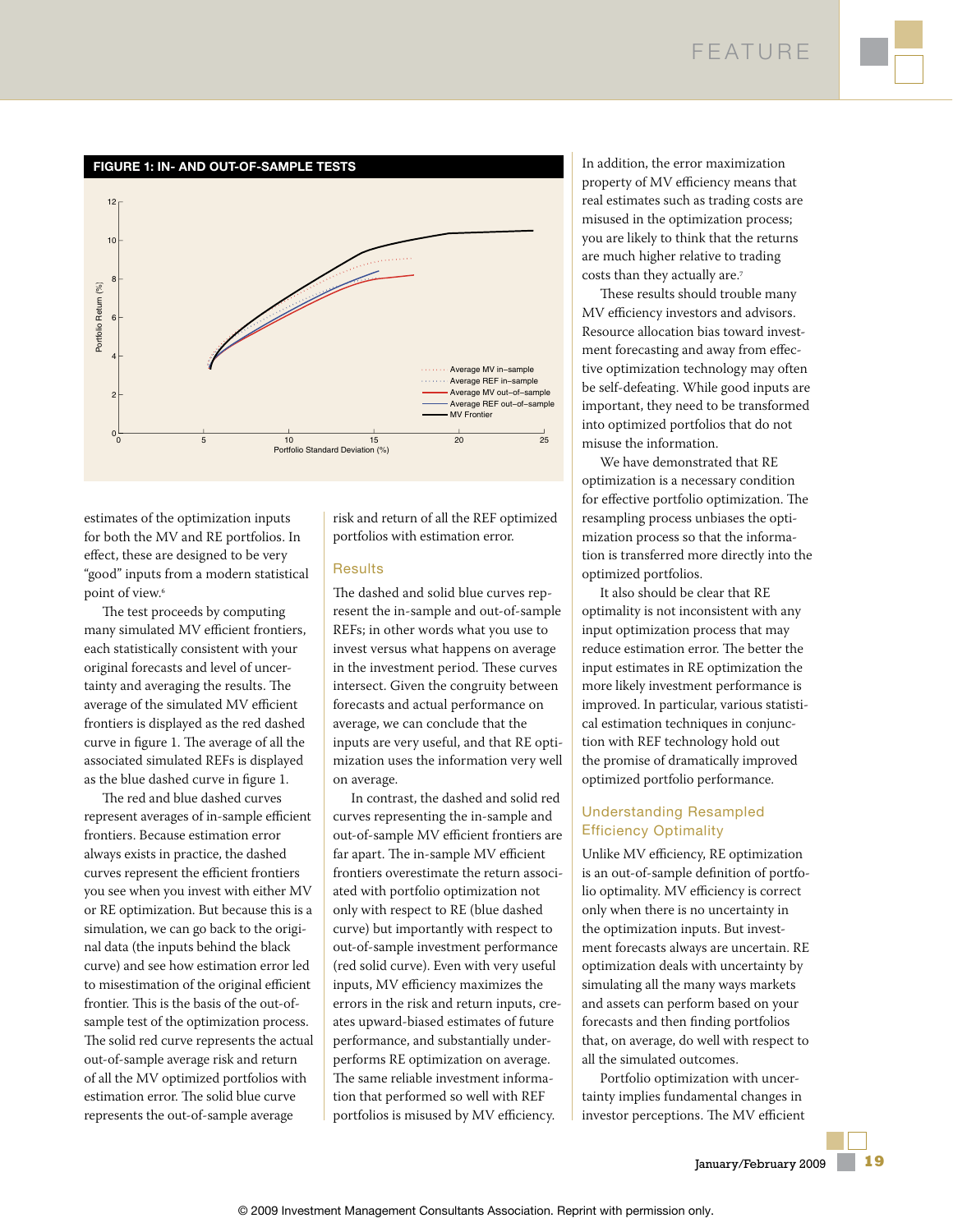**FIGURE 1: IN- AND OUT-OF-SAMPLE TESTS**

estimates of the optimization inputs for both the MV and RE portfolios. In effect, these are designed to be very "good" inputs from a modern statistical point of view.[6]

The test proceeds by computing many simulated MV efficient frontiers, each statistically consistent with your original forecasts and level of uncertainty and averaging the results. The average of the simulated MV efficient frontiers is displayed as the red dashed curve in figure 1. The average of all the associated simulated REFs is displayed as the blue dashed curve in figure 1.

The red and blue dashed curves represent averages of in-sample efficient frontiers. Because estimation error always exists in practice, the dashed curves represent the efficient frontiers you see when you invest with either MV or RE optimization. But because this is a simulation, we can go back to the original data (the inputs behind the black curve) and see how estimation error led to misestimation of the original efficient frontier. This is the basis of the out-of-sample test of the optimization process. The solid red curve represents the actual out-of-sample average risk and return of all the MV optimized portfolios with estimation error. The solid blue curve represents the out-of-sample average risk and return of all the REF optimized portfolios with estimation error.

### Results

The dashed and solid blue curves represent the in-sample and out-of-sample REFs; in other words what you use to invest versus what happens on average in the investment period. These curves intersect. Given the congruity between forecasts and actual performance on average, we can conclude that the inputs are very useful, and that RE optimization uses the information very well on average.

In contrast, the dashed and solid red curves representing the in-sample and out-of-sample MV efficient frontiers are far apart. The in-sample MV efficient frontiers overestimate the return associated with portfolio optimization not only with respect to RE (blue dashed curve) but importantly with respect to out-of-sample investment performance (red solid curve). Even with very useful inputs, MV efficiency maximizes the errors in the risk and return inputs, creates upward-biased estimates of future performance, and substantially underperforms RE optimization on average. The same reliable investment information that performed so well with REF portfolios is misused by MV efficiency.

In addition, the error maximization property of MV efficiency means that real estimates such as trading costs are misused in the optimization process; you are likely to think that the returns are much higher relative to trading costs than they actually are.[7]

These results should trouble many MV efficiency investors and advisors. Resource allocation bias toward investment forecasting and away from effective optimization technology may often be self-defeating. While good inputs are important, they need to be transformed into optimized portfolios that do not misuse the information.

We have demonstrated that RE optimization is a necessary condition for effective portfolio optimization. The resampling process unbiases the optimization process so that the information is transferred more directly into the optimized portfolios.

It also should be clear that RE optimality is not inconsistent with any input optimization process that may reduce estimation error. The better the input estimates in RE optimization the more likely investment performance is improved. In particular, various statistical estimation techniques in conjunction with REF technology hold out the promise of dramatically improved optimized portfolio performance.

### Understanding Resampled Efficiency Optimality

Unlike MV efficiency, RE optimization is an out-of-sample definition of portfolio optimality. MV efficiency is correct only when there is no uncertainty in the optimization inputs. But investment forecasts always are uncertain. RE optimization deals with uncertainty by simulating all the many ways markets and assets can perform based on your forecasts and then finding portfolios that, on average, do well with respect to all the simulated outcomes.

Portfolio optimization with uncertainty implies fundamental changes in investor perceptions. The MV efficient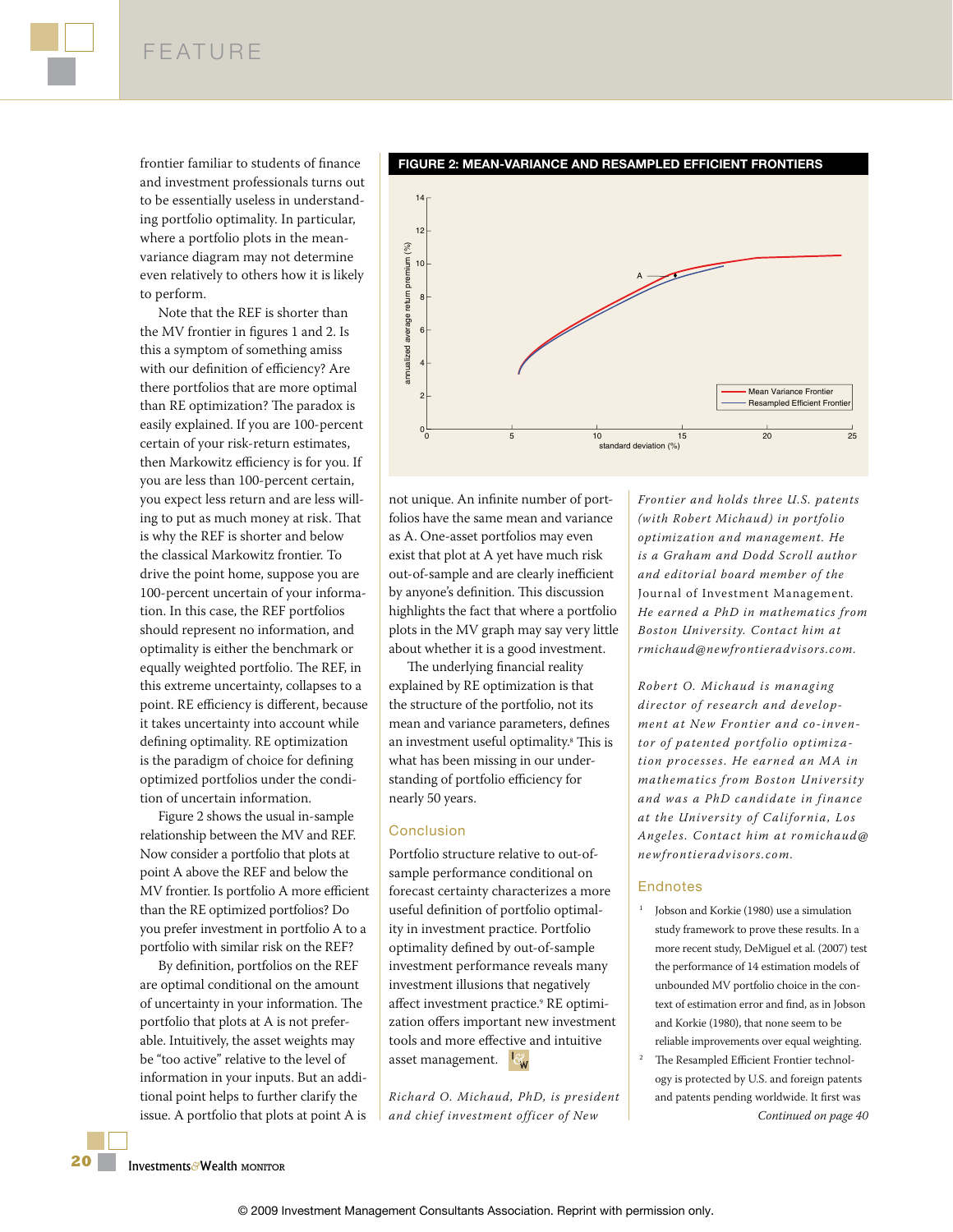frontier familiar to students of finance and investment professionals turns out to be essentially useless in understanding portfolio optimality. In particular, where a portfolio plots in the mean-variance diagram may not determine even relatively to others how it is likely to perform.

Note that the REF is shorter than the MV frontier in figures 1 and 2. Is this a symptom of something amiss with our definition of efficiency? Are there portfolios that are more optimal than RE optimization? The paradox is easily explained. If you are 100-percent certain of your risk-return estimates, then Markowitz efficiency is for you. If you are less than 100-percent certain, you expect less return and are less willing to put as much money at risk. That is why the REF is shorter than the classical Markowitz frontier. To drive the point home, suppose you are 100-percent uncertain of your information. In this case, the REF portfolios should represent no information, and optimality is either the benchmark or equally weighted portfolio. The REF, in this extreme uncertainty, collapses to a point. RE efficiency is different, because it takes uncertainty into account while defining optimality. RE optimization is the paradigm of choice for defining optimized portfolios under the condition of uncertain information.

Figure 2 shows the usual in-sample relationship between the MV and REF. Now consider a portfolio that plots at point A above the REF and below the MV frontier. Is portfolio A more efficient than the RE optimized portfolios? Do you prefer investment in portfolio A to a portfolio with similar risk on the REF?

By definition, portfolios on the REF are optimal conditional on the amount of uncertainty in your information. The portfolio that plots at A is not preferable. Intuitively, the asset weights may be "too active" relative to the level of information in your inputs. But an additional point helps to further clarify the issue. A portfolio that plots at point A is not unique. An infinite number of portfolios have the same mean and variance as A. One-asset portfolios may even exist that plot at A yet have much risk out-of-sample and are clearly inefficient by anyone's definition. This discussion highlights the fact that where a portfolio plots in the MV graph may say very little about whether it is a good investment.

**FIGURE 2: MEAN-VARIANCE AND RESAMPLED EFFICIENT FRONTIERS**

The underlying financial reality explained by RE optimization is that the structure of the portfolio, not its mean and variance parameters, defines an investment useful optimality.[8] This is what has been missing in our understanding of portfolio efficiency for nearly 50 years.

## Conclusion

Portfolio structure relative to out-of-sample performance conditional on forecast certainty characterizes a more useful definition of portfolio optimality in investment practice. Portfolio optimality defined by out-of-sample investment performance reveals many investment illusions that negatively affect investment practice.[9] RE optimization offers important new investment tools and more effective and intuitive asset management.

*Richard O. Michaud, PhD, is president and chief investment officer of New Frontier and holds three U.S. patents (with Robert Michaud) in portfolio optimization and management. He is a Graham and Dodd Scroll author and editorial board member of the* Journal of Investment Management. *He earned a PhD in mathematics from Boston University. Contact him at rmichaud@newfrontieradvisors.com.*

*Robert O. Michaud is managing director of research and development at New Frontier and co-inventor of patented portfolio optimization processes. He earned an MA in mathematics from Boston University and was a PhD candidate in finance at the University of California, Los Angeles. Contact him at romichaud@newfrontieradvisors.com.*

## Endnotes

1. Jobson and Korkie (1980) use a simulation study framework to prove these results. In a more recent study, DeMiguel et al. (2007) test the performance of 14 estimation models of unbounded MV portfolio choice in the context of estimation error and find, as in Jobson and Korkie (1980), that none seem to be reliable improvements over equal weighting.
2. The Resampled Efficient Frontier technology is protected by U.S. and foreign patents and patents pending worldwide. It first was

*Continued on page 40*

© 2009 Investment Management Consultants Association. Reprint with permission only.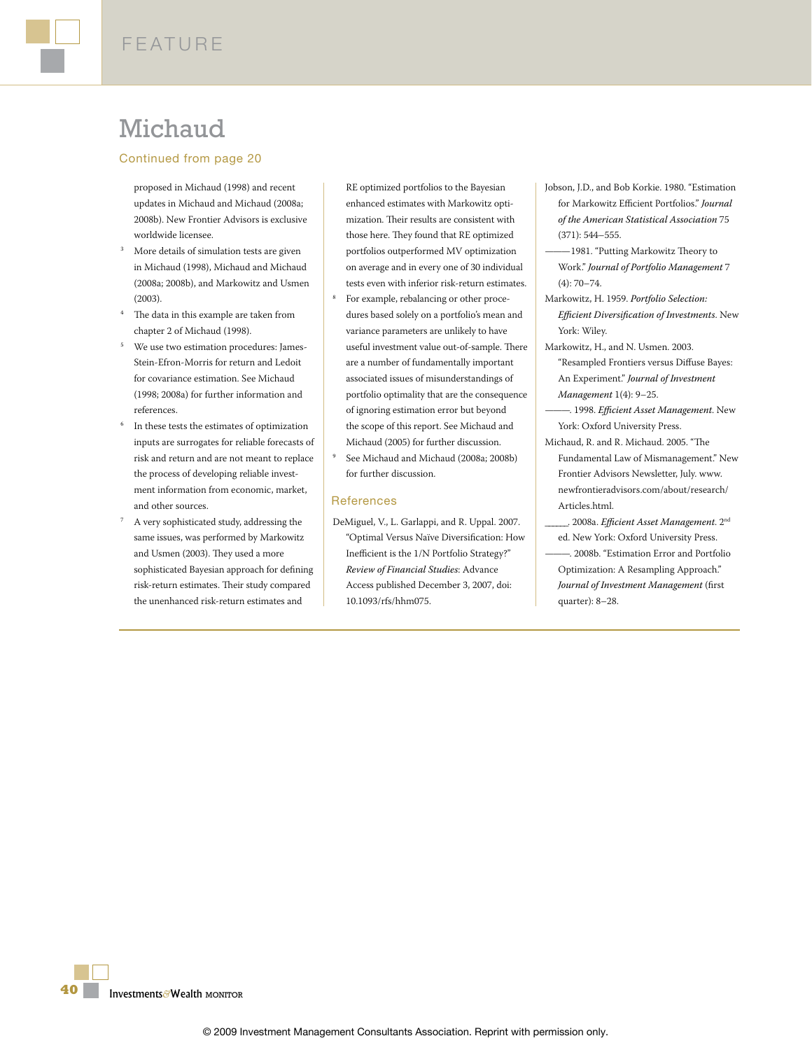# Michaud

Continued from page 20

proposed in Michaud (1998) and recent updates in Michaud and Michaud (2008a; 2008b). New Frontier Advisors is exclusive worldwide licensee.

[3] More details of simulation tests are given in Michaud (1998), Michaud and Michaud (2008a; 2008b), and Markowitz and Usmen (2003).

[4] The data in this example are taken from chapter 2 of Michaud (1998).

[5] We use two estimation procedures: James-Stein-Efron-Morris for return and Ledoit for covariance estimation. See Michaud (1998; 2008a) for further information and references.

[6] In these tests the estimates of optimization inputs are surrogates for reliable forecasts of risk and return and are not meant to replace the process of developing reliable investment information from economic, market, and other sources.

[7] A very sophisticated study, addressing the same issues, was performed by Markowitz and Usmen (2003). They used a more sophisticated Bayesian approach for defining risk-return estimates. Their study compared the unenhanced risk-return estimates and RE optimized portfolios to the Bayesian enhanced estimates with Markowitz optimization. Their results are consistent with those here. They found that RE optimized portfolios outperformed MV optimization on average and in every one of 30 individual tests even with inferior risk-return estimates.

[8] For example, rebalancing or other procedures based solely on a portfolio's mean and variance parameters are unlikely to have useful investment value out-of-sample. There are a number of fundamentally important associated issues of misunderstandings of portfolio optimality that are the consequence of ignoring estimation error but beyond the scope of this report. See Michaud and Michaud (2005) for further discussion.

[9] See Michaud and Michaud (2008a; 2008b) for further discussion.

## References

DeMiguel, V., L. Garlappi, and R. Uppal. 2007. "Optimal Versus Naïve Diversification: How Inefficient is the 1/N Portfolio Strategy?" *Review of Financial Studies*: Advance Access published December 3, 2007, doi: 10.1093/rfs/hhm075.

Jobson, J.D., and Bob Korkie. 1980. "Estimation for Markowitz Efficient Portfolios." *Journal of the American Statistical Association* 75 (371): 544–555.

———1981. "Putting Markowitz Theory to Work." *Journal of Portfolio Management* 7 (4): 70–74.

Markowitz, H. 1959. *Portfolio Selection: Efficient Diversification of Investments*. New York: Wiley.

Markowitz, H., and N. Usmen. 2003. "Resampled Frontiers versus Diffuse Bayes: An Experiment." *Journal of Investment Management* 1(4): 9–25.

———. 1998. *Efficient Asset Management*. New York: Oxford University Press.

Michaud, R. and R. Michaud. 2005. "The Fundamental Law of Mismanagement." New Frontier Advisors Newsletter, July. www.newfrontieradvisors.com/about/research/Articles.html.

_____. 2008a. *Efficient Asset Management*. 2nd ed. New York: Oxford University Press.

———. 2008b. "Estimation Error and Portfolio Optimization: A Resampling Approach." *Journal of Investment Management* (first quarter): 8–28.

© 2009 Investment Management Consultants Association. Reprint with permission only.